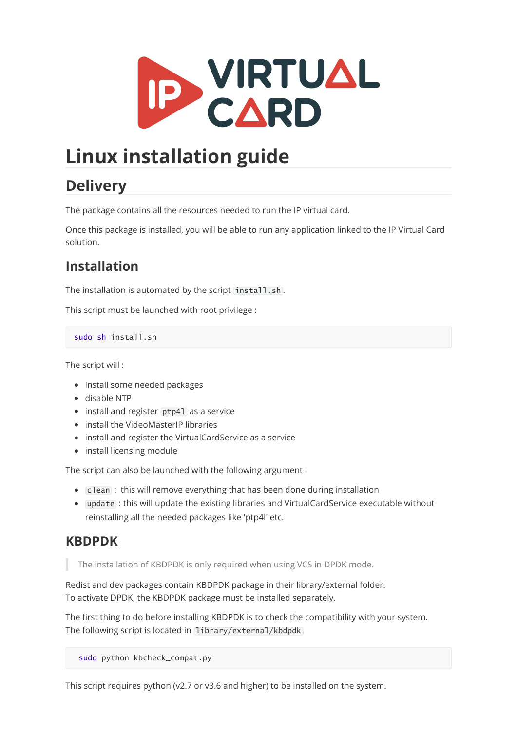# Linux installation guide

## Delivery

The package contains all the resources needed to run the IP virtual card.

Once this package is installed, you will be able to run any application linked to the IP Virtual Card solution.

### Installation

The installation is automated by the script `install.sh`.

This script must be launched with root privilege :

```
sudo sh install.sh
```

The script will :

- install some needed packages
- disable NTP
- install and register `ptp4l` as a service
- install the VideoMasterIP libraries
- install and register the VirtualCardService as a service
- install licensing module

The script can also be launched with the following argument :

- `clean` : this will remove everything that has been done during installation
- `update` : this will update the existing libraries and VirtualCardService executable without reinstalling all the needed packages like 'ptp4l' etc.

### KBDPDK

> The installation of KBDPDK is only required when using VCS in DPDK mode.

Redist and dev packages contain KBDPDK package in their library/external folder.
To activate DPDK, the KBDPDK package must be installed separately.

The first thing to do before installing KBDPDK is to check the compatibility with your system.
The following script is located in `library/external/kbdpdk`

```
sudo python kbcheck_compat.py
```

This script requires python (v2.7 or v3.6 and higher) to be installed on the system.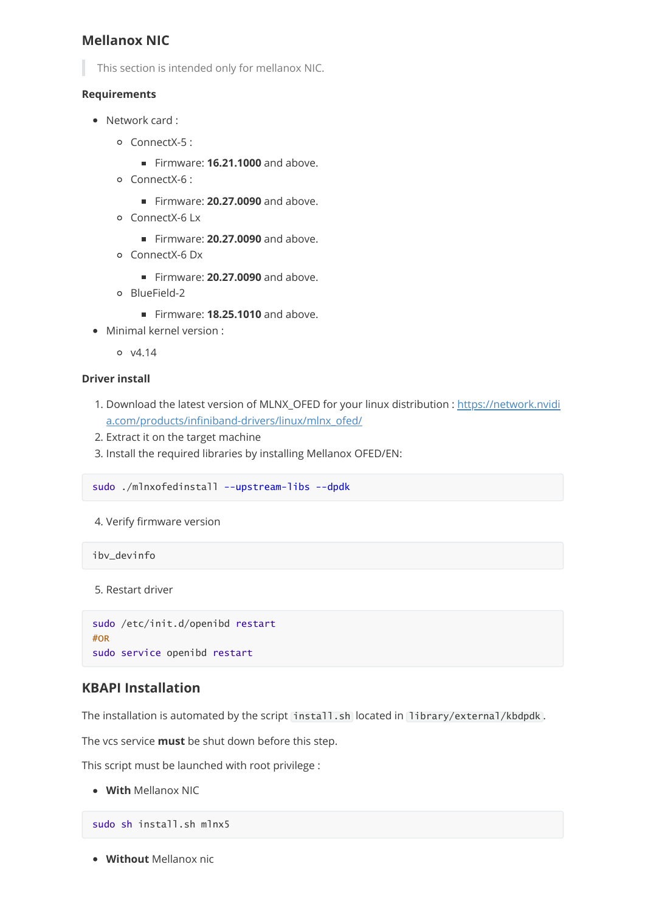### Mellanox NIC

> This section is intended only for mellanox NIC.

#### Requirements

- Network card :
  - ConnectX-5 :
    - Firmware: **16.21.1000** and above.
  - ConnectX-6 :
    - Firmware: **20.27.0090** and above.
  - ConnectX-6 Lx
    - Firmware: **20.27.0090** and above.
  - ConnectX-6 Dx
    - Firmware: **20.27.0090** and above.
  - BlueField-2
    - Firmware: **18.25.1010** and above.
- Minimal kernel version :
  - v4.14

#### Driver install

1. Download the latest version of MLNX_OFED for your linux distribution : [https://network.nvidia.com/products/infiniband-drivers/linux/mlnx_ofed/](https://network.nvidia.com/products/infiniband-drivers/linux/mlnx_ofed/)
2. Extract it on the target machine
3. Install the required libraries by installing Mellanox OFED/EN:

```
sudo ./mlnxofedinstall --upstream-libs --dpdk
```

4. Verify firmware version

```
ibv_devinfo
```

5. Restart driver

```
sudo /etc/init.d/openibd restart
#OR
sudo service openibd restart
```

## KBAPI Installation

The installation is automated by the script `install.sh` located in `library/external/kbdpdk`.

The vcs service **must** be shut down before this step.

This script must be launched with root privilege :

- **With** Mellanox NIC

```
sudo sh install.sh mlnx5
```

- **Without** Mellanox nic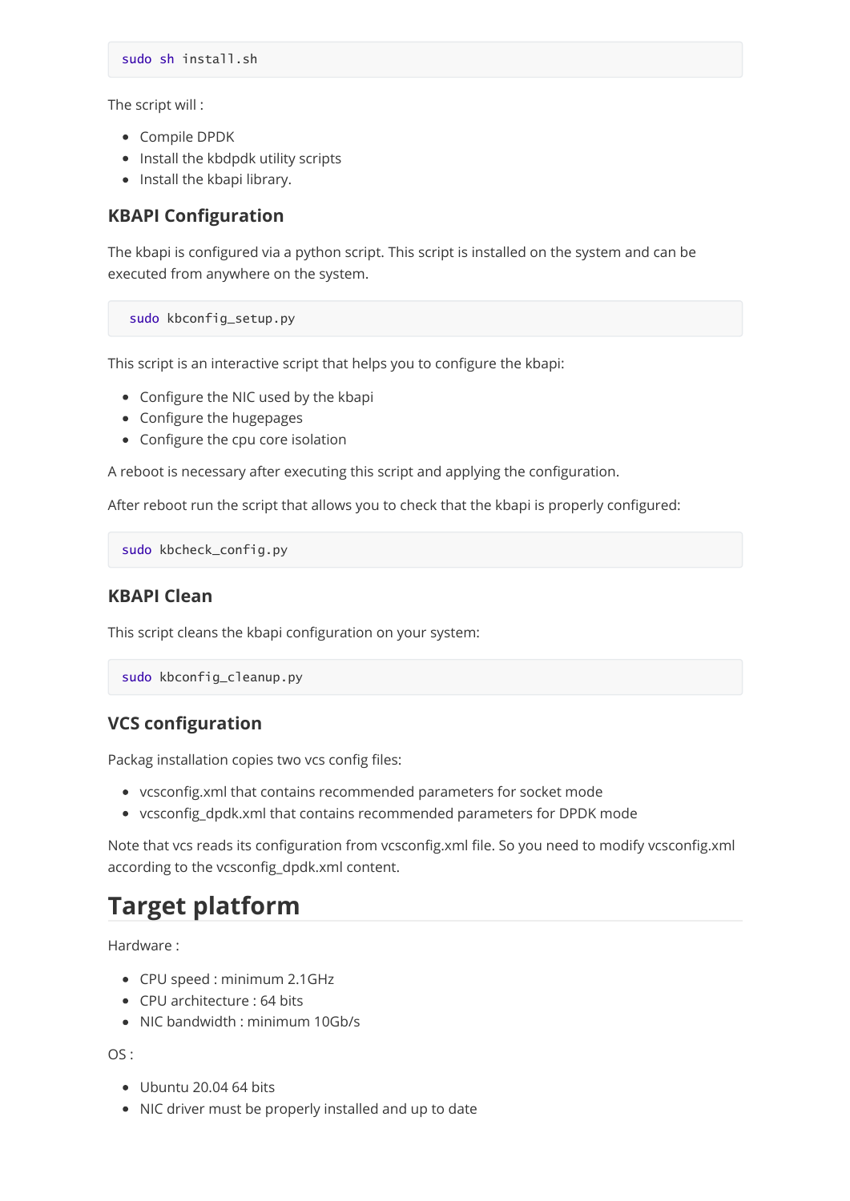```
sudo sh install.sh
```

The script will :

- Compile DPDK
- Install the kbdpdk utility scripts
- Install the kbapi library.

### KBAPI Configuration

The kbapi is configured via a python script. This script is installed on the system and can be executed from anywhere on the system.

```
sudo kbconfig_setup.py
```

This script is an interactive script that helps you to configure the kbapi:

- Configure the NIC used by the kbapi
- Configure the hugepages
- Configure the cpu core isolation

A reboot is necessary after executing this script and applying the configuration.

After reboot run the script that allows you to check that the kbapi is properly configured:

```
sudo kbcheck_config.py
```

### KBAPI Clean

This script cleans the kbapi configuration on your system:

```
sudo kbconfig_cleanup.py
```

### VCS configuration

Packag installation copies two vcs config files:

- vcsconfig.xml that contains recommended parameters for socket mode
- vcsconfig_dpdk.xml that contains recommended parameters for DPDK mode

Note that vcs reads its configuration from vcsconfig.xml file. So you need to modify vcsconfig.xml according to the vcsconfig_dpdk.xml content.

# Target platform

Hardware :

- CPU speed : minimum 2.1GHz
- CPU architecture : 64 bits
- NIC bandwidth : minimum 10Gb/s

OS :

- Ubuntu 20.04 64 bits
- NIC driver must be properly installed and up to date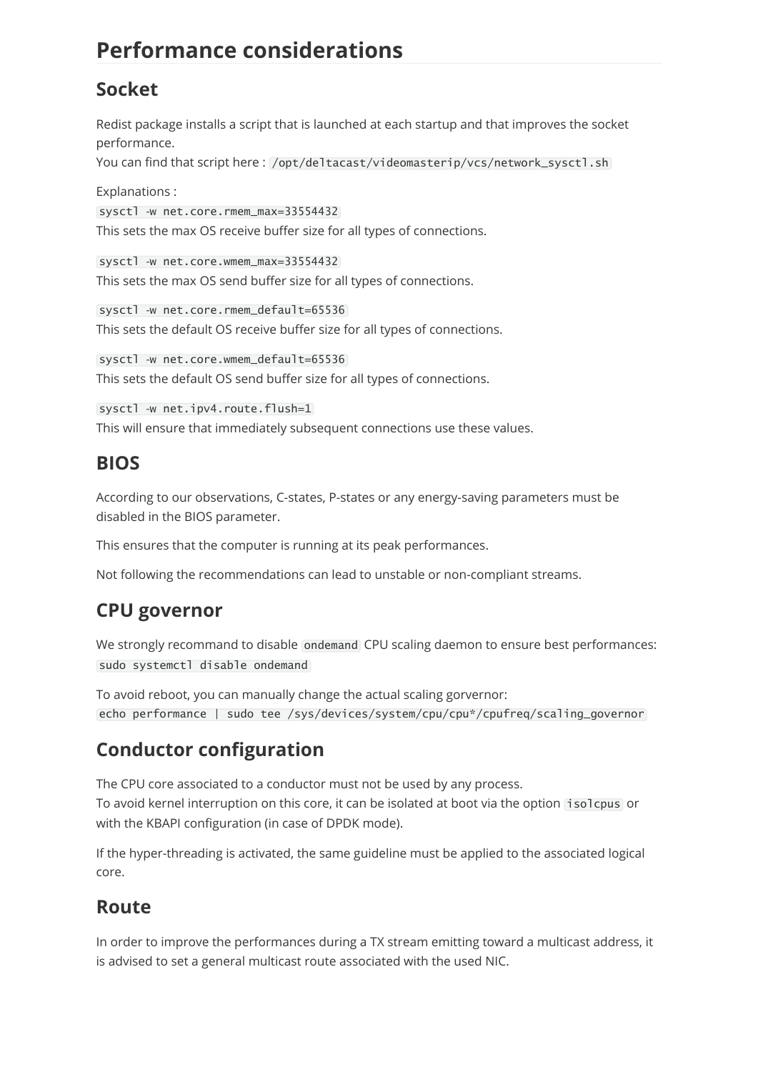# Performance considerations

## Socket

Redist package installs a script that is launched at each startup and that improves the socket performance.
You can find that script here : `/opt/deltacast/videomasterip/vcs/network_sysctl.sh`

Explanations :

`sysctl -w net.core.rmem_max=33554432`
This sets the max OS receive buffer size for all types of connections.

`sysctl -w net.core.wmem_max=33554432`
This sets the max OS send buffer size for all types of connections.

`sysctl -w net.core.rmem_default=65536`
This sets the default OS receive buffer size for all types of connections.

`sysctl -w net.core.wmem_default=65536`
This sets the default OS send buffer size for all types of connections.

`sysctl -w net.ipv4.route.flush=1`
This will ensure that immediately subsequent connections use these values.

## BIOS

According to our observations, C-states, P-states or any energy-saving parameters must be disabled in the BIOS parameter.

This ensures that the computer is running at its peak performances.

Not following the recommendations can lead to unstable or non-compliant streams.

## CPU governor

We strongly recommand to disable `ondemand` CPU scaling daemon to ensure best performances:
`sudo systemctl disable ondemand`

To avoid reboot, you can manually change the actual scaling gorvernor:
`echo performance | sudo tee /sys/devices/system/cpu/cpu*/cpufreq/scaling_governor`

## Conductor configuration

The CPU core associated to a conductor must not be used by any process.
To avoid kernel interruption on this core, it can be isolated at boot via the option `isolcpus` or with the KBAPI configuration (in case of DPDK mode).

If the hyper-threading is activated, the same guideline must be applied to the associated logical core.

## Route

In order to improve the performances during a TX stream emitting toward a multicast address, it is advised to set a general multicast route associated with the used NIC.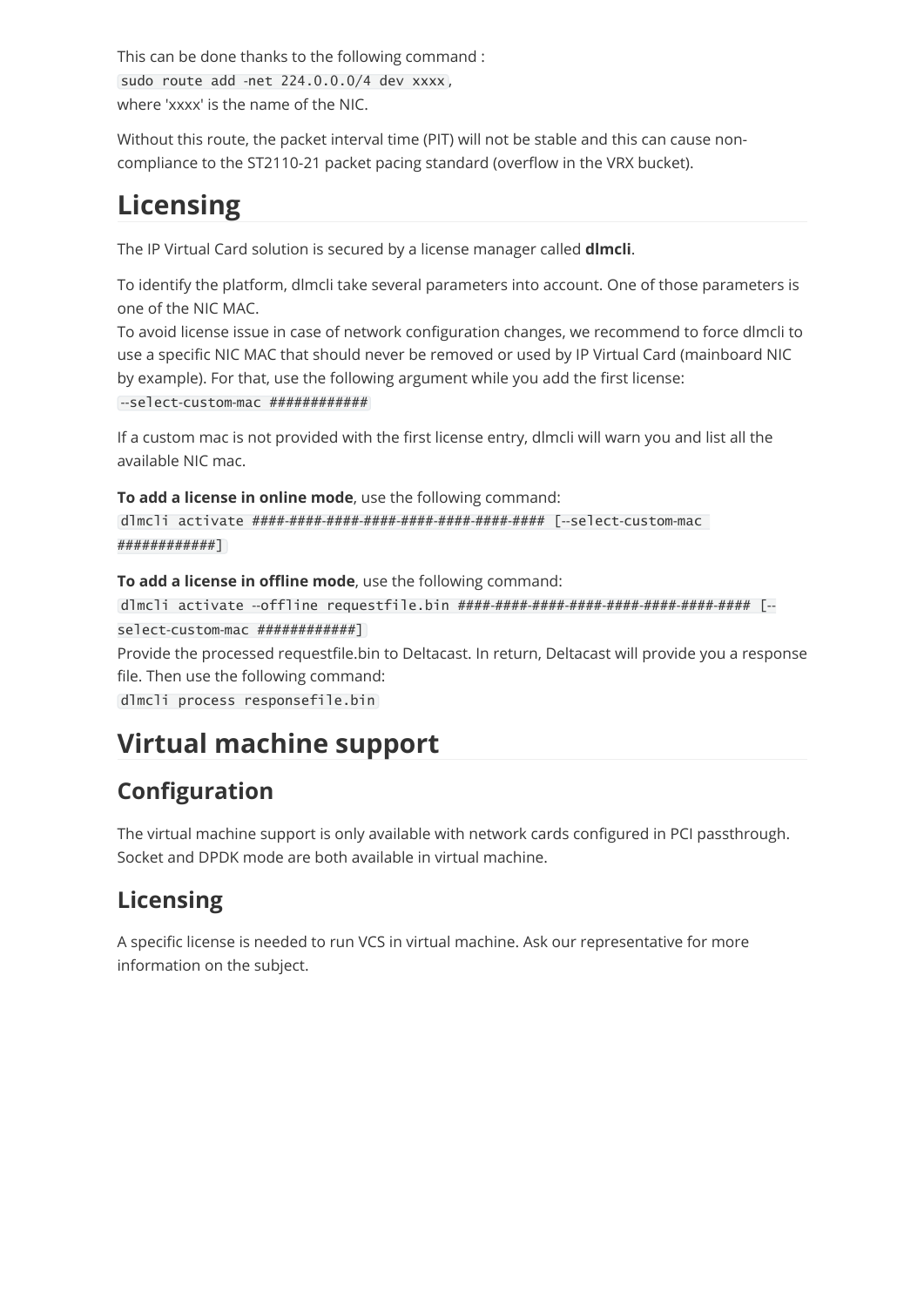This can be done thanks to the following command :
`sudo route add -net 224.0.0.0/4 dev xxxx`,
where 'xxxx' is the name of the NIC.

Without this route, the packet interval time (PIT) will not be stable and this can cause non-compliance to the ST2110-21 packet pacing standard (overflow in the VRX bucket).

# Licensing

The IP Virtual Card solution is secured by a license manager called **dlmcli**.

To identify the platform, dlmcli take several parameters into account. One of those parameters is one of the NIC MAC.
To avoid license issue in case of network configuration changes, we recommend to force dlmcli to use a specific NIC MAC that should never be removed or used by IP Virtual Card (mainboard NIC by example). For that, use the following argument while you add the first license:
`--select-custom-mac ############`

If a custom mac is not provided with the first license entry, dlmcli will warn you and list all the available NIC mac.

**To add a license in online mode**, use the following command:
`dlmcli activate ####-####-####-####-####-####-####-#### [--select-custom-mac ############]`

**To add a license in offline mode**, use the following command:
`dlmcli activate --offline requestfile.bin ####-####-####-####-####-####-####-#### [--select-custom-mac ############]`
Provide the processed requestfile.bin to Deltacast. In return, Deltacast will provide you a response file. Then use the following command:
`dlmcli process responsefile.bin`

# Virtual machine support

## Configuration

The virtual machine support is only available with network cards configured in PCI passthrough. Socket and DPDK mode are both available in virtual machine.

## Licensing

A specific license is needed to run VCS in virtual machine. Ask our representative for more information on the subject.